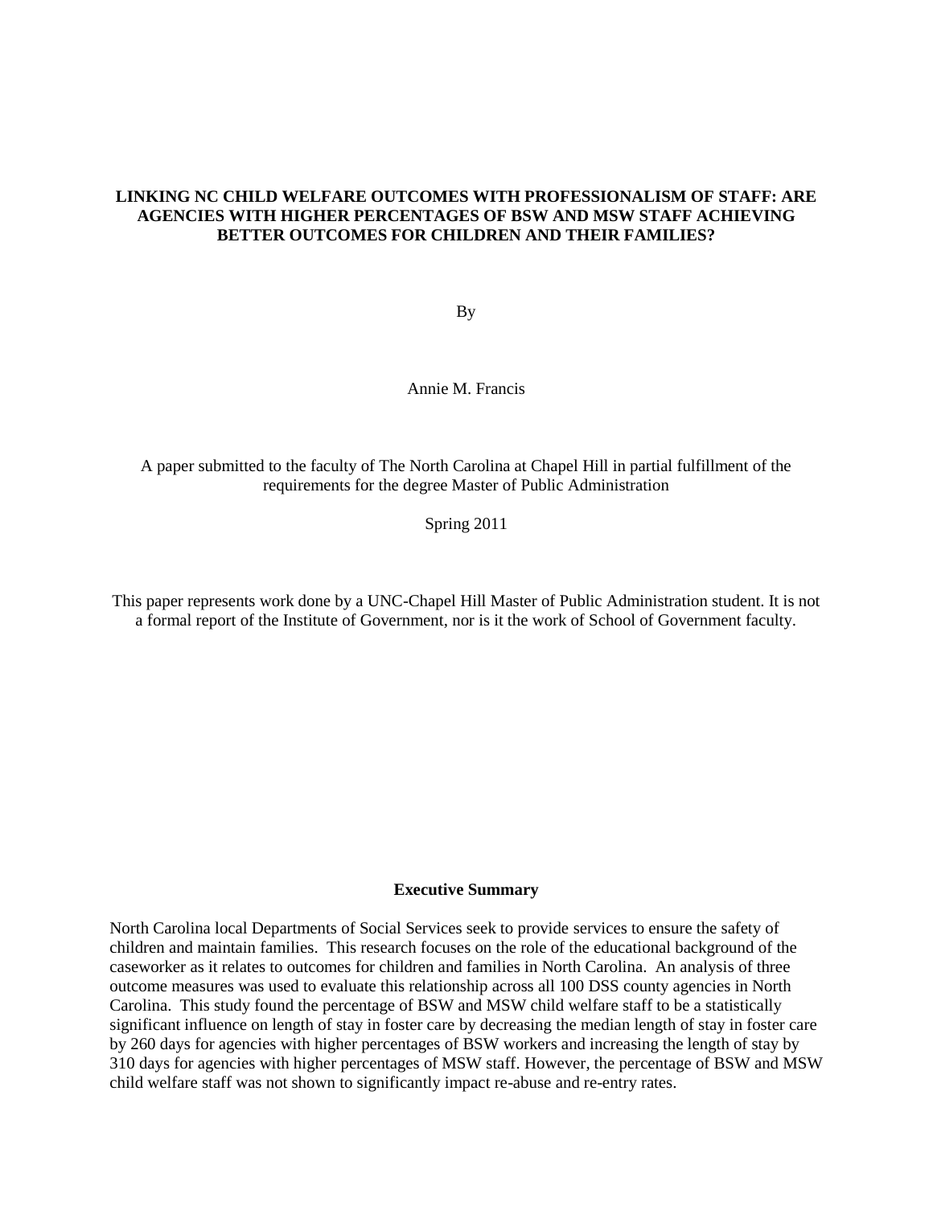# LINKING NC CHILD WELFARE OUTCOMES WITH PROFESSIONALISM OF STAFF: ARE AGENCIES WITH HIGHER PERCENTAGES OF BSW AND MSW STAFF ACHIEVING BETTER OUTCOMES FOR CHILDREN AND THEIR FAMILIES?

By

Annie M. Francis

A paper submitted to the faculty of The North Carolina at Chapel Hill in partial fulfillment of the requirements for the degree Master of Public Administration

Spring 2011

This paper represents work done by a UNC-Chapel Hill Master of Public Administration student. It is not a formal report of the Institute of Government, nor is it the work of School of Government faculty.

## Executive Summary

North Carolina local Departments of Social Services seek to provide services to ensure the safety of children and maintain families. This research focuses on the role of the educational background of the caseworker as it relates to outcomes for children and families in North Carolina. An analysis of three outcome measures was used to evaluate this relationship across all 100 DSS county agencies in North Carolina. This study found the percentage of BSW and MSW child welfare staff to be a statistically significant influence on length of stay in foster care by decreasing the median length of stay in foster care by 260 days for agencies with higher percentages of BSW workers and increasing the length of stay by 310 days for agencies with higher percentages of MSW staff. However, the percentage of BSW and MSW child welfare staff was not shown to significantly impact re-abuse and re-entry rates.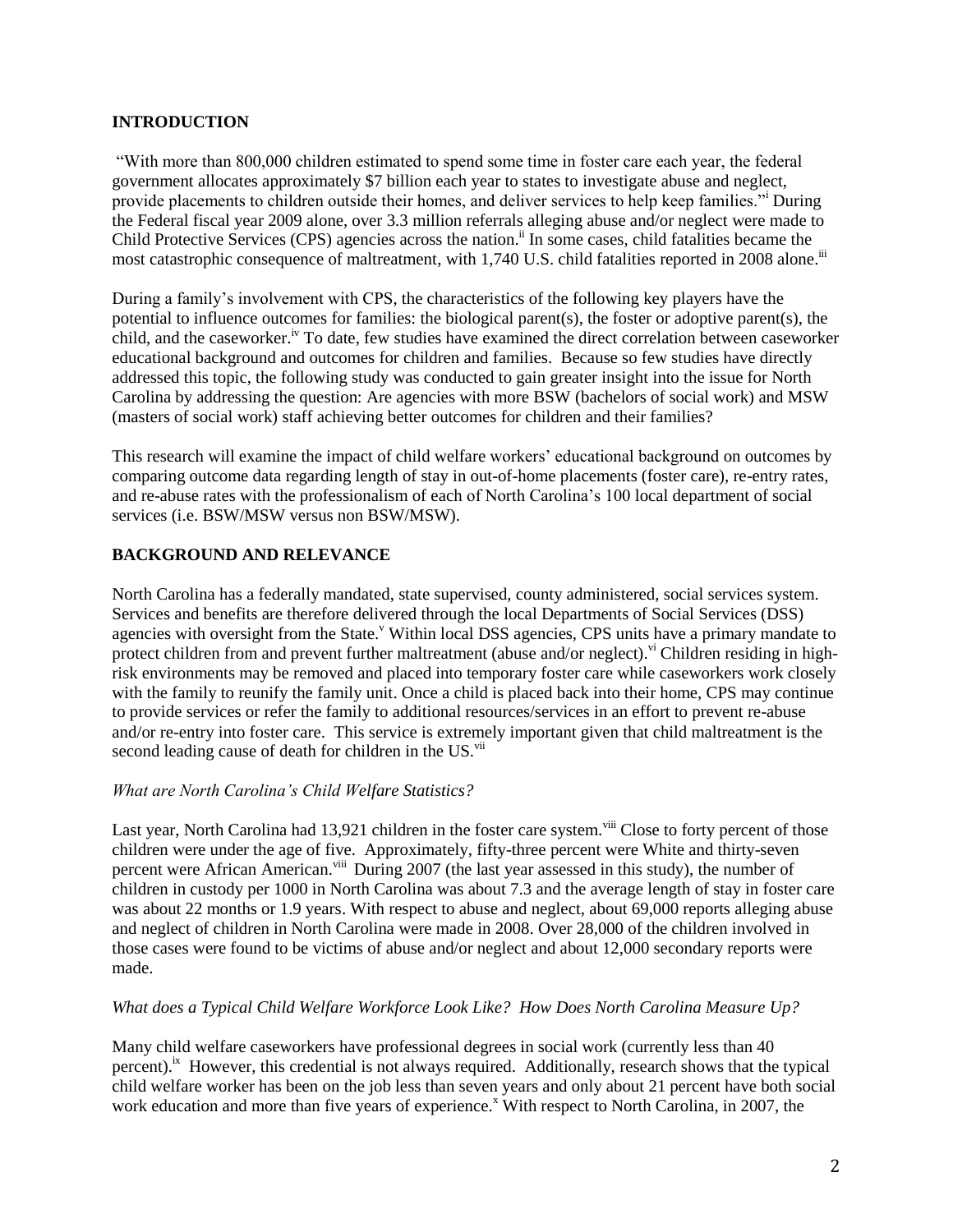## INTRODUCTION

"With more than 800,000 children estimated to spend some time in foster care each year, the federal government allocates approximately $7 billion each year to states to investigate abuse and neglect, provide placements to children outside their homes, and deliver services to help keep families."[i] During the Federal fiscal year 2009 alone, over 3.3 million referrals alleging abuse and/or neglect were made to Child Protective Services (CPS) agencies across the nation.[ii] In some cases, child fatalities became the most catastrophic consequence of maltreatment, with 1,740 U.S. child fatalities reported in 2008 alone.[iii]

During a family's involvement with CPS, the characteristics of the following key players have the potential to influence outcomes for families: the biological parent(s), the foster or adoptive parent(s), the child, and the caseworker.[iv] To date, few studies have examined the direct correlation between caseworker educational background and outcomes for children and families. Because so few studies have directly addressed this topic, the following study was conducted to gain greater insight into the issue for North Carolina by addressing the question: Are agencies with more BSW (bachelors of social work) and MSW (masters of social work) staff achieving better outcomes for children and their families?

This research will examine the impact of child welfare workers' educational background on outcomes by comparing outcome data regarding length of stay in out-of-home placements (foster care), re-entry rates, and re-abuse rates with the professionalism of each of North Carolina's 100 local department of social services (i.e. BSW/MSW versus non BSW/MSW).

## BACKGROUND AND RELEVANCE

North Carolina has a federally mandated, state supervised, county administered, social services system. Services and benefits are therefore delivered through the local Departments of Social Services (DSS) agencies with oversight from the State.[v] Within local DSS agencies, CPS units have a primary mandate to protect children from and prevent further maltreatment (abuse and/or neglect).[vi] Children residing in high-risk environments may be removed and placed into temporary foster care while caseworkers work closely with the family to reunify the family unit. Once a child is placed back into their home, CPS may continue to provide services or refer the family to additional resources/services in an effort to prevent re-abuse and/or re-entry into foster care. This service is extremely important given that child maltreatment is the second leading cause of death for children in the US.[vii]

### *What are North Carolina's Child Welfare Statistics?*

Last year, North Carolina had 13,921 children in the foster care system.[viii] Close to forty percent of those children were under the age of five. Approximately, fifty-three percent were White and thirty-seven percent were African American.[viii] During 2007 (the last year assessed in this study), the number of children in custody per 1000 in North Carolina was about 7.3 and the average length of stay in foster care was about 22 months or 1.9 years. With respect to abuse and neglect, about 69,000 reports alleging abuse and neglect of children in North Carolina were made in 2008. Over 28,000 of the children involved in those cases were found to be victims of abuse and/or neglect and about 12,000 secondary reports were made.

### *What does a Typical Child Welfare Workforce Look Like? How Does North Carolina Measure Up?*

Many child welfare caseworkers have professional degrees in social work (currently less than 40 percent).[ix] However, this credential is not always required. Additionally, research shows that the typical child welfare worker has been on the job less than seven years and only about 21 percent have both social work education and more than five years of experience.[x] With respect to North Carolina, in 2007, the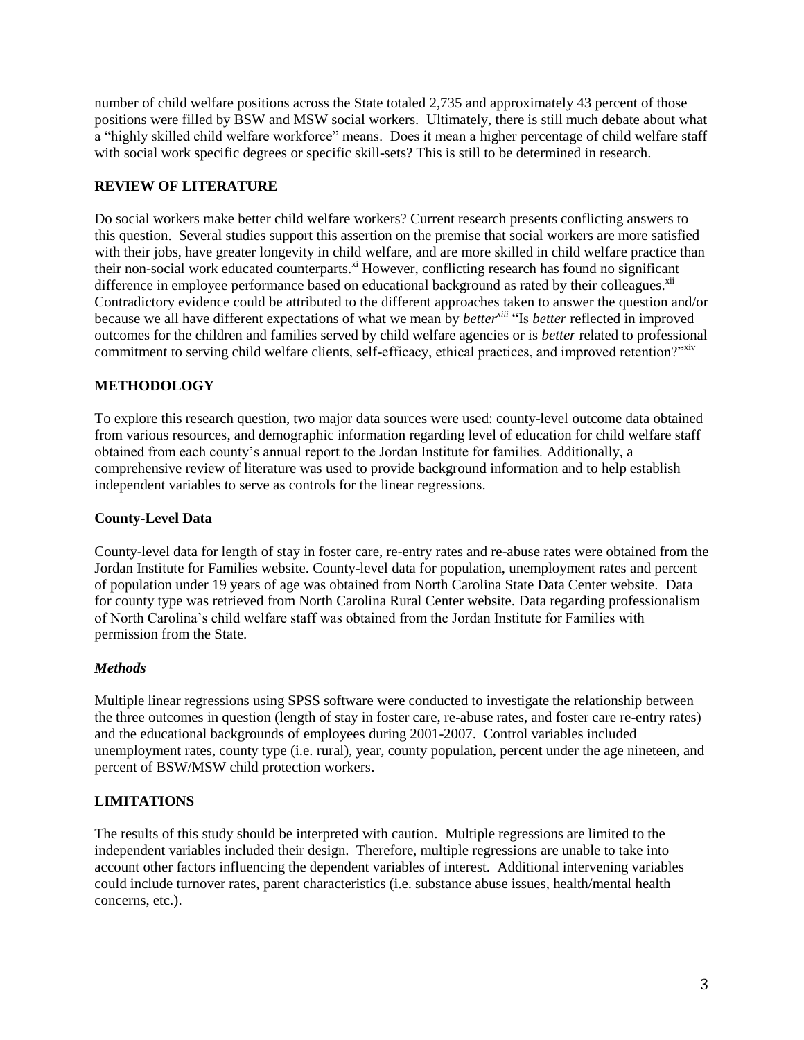number of child welfare positions across the State totaled 2,735 and approximately 43 percent of those positions were filled by BSW and MSW social workers. Ultimately, there is still much debate about what a "highly skilled child welfare workforce" means. Does it mean a higher percentage of child welfare staff with social work specific degrees or specific skill-sets? This is still to be determined in research.

## REVIEW OF LITERATURE

Do social workers make better child welfare workers? Current research presents conflicting answers to this question. Several studies support this assertion on the premise that social workers are more satisfied with their jobs, have greater longevity in child welfare, and are more skilled in child welfare practice than their non-social work educated counterparts.[xi] However, conflicting research has found no significant difference in employee performance based on educational background as rated by their colleagues.[xii] Contradictory evidence could be attributed to the different approaches taken to answer the question and/or because we all have different expectations of what we mean by *better*[xiii] "Is *better* reflected in improved outcomes for the children and families served by child welfare agencies or is *better* related to professional commitment to serving child welfare clients, self-efficacy, ethical practices, and improved retention?"[xiv]

## METHODOLOGY

To explore this research question, two major data sources were used: county-level outcome data obtained from various resources, and demographic information regarding level of education for child welfare staff obtained from each county's annual report to the Jordan Institute for families. Additionally, a comprehensive review of literature was used to provide background information and to help establish independent variables to serve as controls for the linear regressions.

### County-Level Data

County-level data for length of stay in foster care, re-entry rates and re-abuse rates were obtained from the Jordan Institute for Families website. County-level data for population, unemployment rates and percent of population under 19 years of age was obtained from North Carolina State Data Center website. Data for county type was retrieved from North Carolina Rural Center website. Data regarding professionalism of North Carolina's child welfare staff was obtained from the Jordan Institute for Families with permission from the State.

### *Methods*

Multiple linear regressions using SPSS software were conducted to investigate the relationship between the three outcomes in question (length of stay in foster care, re-abuse rates, and foster care re-entry rates) and the educational backgrounds of employees during 2001-2007. Control variables included unemployment rates, county type (i.e. rural), year, county population, percent under the age nineteen, and percent of BSW/MSW child protection workers.

## LIMITATIONS

The results of this study should be interpreted with caution. Multiple regressions are limited to the independent variables included their design. Therefore, multiple regressions are unable to take into account other factors influencing the dependent variables of interest. Additional intervening variables could include turnover rates, parent characteristics (i.e. substance abuse issues, health/mental health concerns, etc.).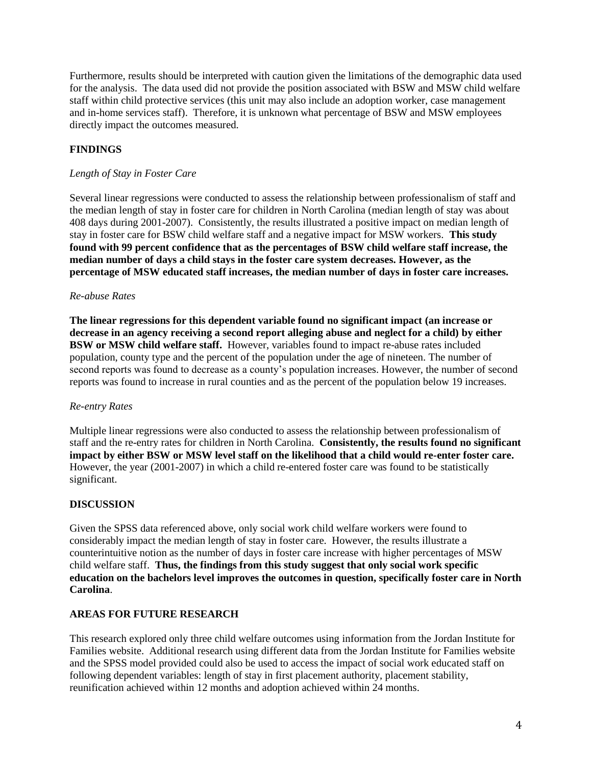Furthermore, results should be interpreted with caution given the limitations of the demographic data used for the analysis. The data used did not provide the position associated with BSW and MSW child welfare staff within child protective services (this unit may also include an adoption worker, case management and in-home services staff). Therefore, it is unknown what percentage of BSW and MSW employees directly impact the outcomes measured.

## FINDINGS

*Length of Stay in Foster Care*

Several linear regressions were conducted to assess the relationship between professionalism of staff and the median length of stay in foster care for children in North Carolina (median length of stay was about 408 days during 2001-2007). Consistently, the results illustrated a positive impact on median length of stay in foster care for BSW child welfare staff and a negative impact for MSW workers. **This study found with 99 percent confidence that as the percentages of BSW child welfare staff increase, the median number of days a child stays in the foster care system decreases. However, as the percentage of MSW educated staff increases, the median number of days in foster care increases.**

*Re-abuse Rates*

**The linear regressions for this dependent variable found no significant impact (an increase or decrease in an agency receiving a second report alleging abuse and neglect for a child) by either BSW or MSW child welfare staff.** However, variables found to impact re-abuse rates included population, county type and the percent of the population under the age of nineteen. The number of second reports was found to decrease as a county's population increases. However, the number of second reports was found to increase in rural counties and as the percent of the population below 19 increases.

*Re-entry Rates*

Multiple linear regressions were also conducted to assess the relationship between professionalism of staff and the re-entry rates for children in North Carolina. **Consistently, the results found no significant impact by either BSW or MSW level staff on the likelihood that a child would re-enter foster care.** However, the year (2001-2007) in which a child re-entered foster care was found to be statistically significant.

## DISCUSSION

Given the SPSS data referenced above, only social work child welfare workers were found to considerably impact the median length of stay in foster care. However, the results illustrate a counterintuitive notion as the number of days in foster care increase with higher percentages of MSW child welfare staff. **Thus, the findings from this study suggest that only social work specific education on the bachelors level improves the outcomes in question, specifically foster care in North Carolina**.

## AREAS FOR FUTURE RESEARCH

This research explored only three child welfare outcomes using information from the Jordan Institute for Families website. Additional research using different data from the Jordan Institute for Families website and the SPSS model provided could also be used to access the impact of social work educated staff on following dependent variables: length of stay in first placement authority, placement stability, reunification achieved within 12 months and adoption achieved within 24 months.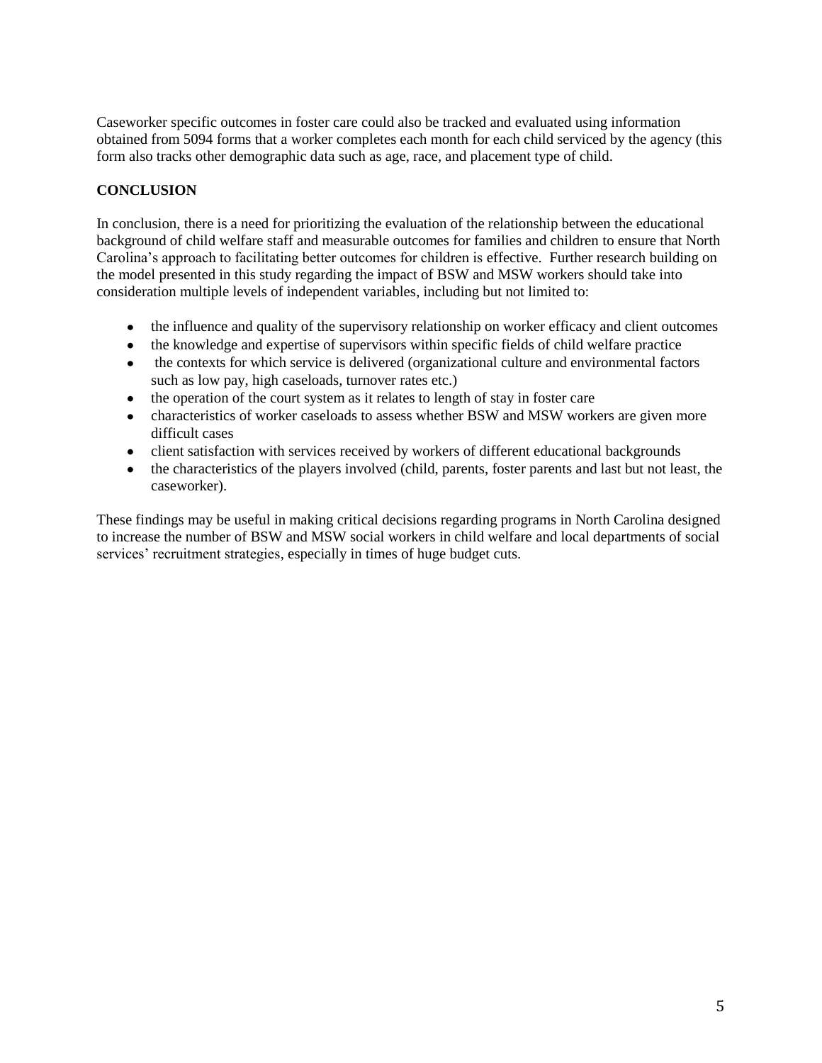Caseworker specific outcomes in foster care could also be tracked and evaluated using information obtained from 5094 forms that a worker completes each month for each child serviced by the agency (this form also tracks other demographic data such as age, race, and placement type of child.

**CONCLUSION**

In conclusion, there is a need for prioritizing the evaluation of the relationship between the educational background of child welfare staff and measurable outcomes for families and children to ensure that North Carolina's approach to facilitating better outcomes for children is effective. Further research building on the model presented in this study regarding the impact of BSW and MSW workers should take into consideration multiple levels of independent variables, including but not limited to:

- the influence and quality of the supervisory relationship on worker efficacy and client outcomes
- the knowledge and expertise of supervisors within specific fields of child welfare practice
- the contexts for which service is delivered (organizational culture and environmental factors such as low pay, high caseloads, turnover rates etc.)
- the operation of the court system as it relates to length of stay in foster care
- characteristics of worker caseloads to assess whether BSW and MSW workers are given more difficult cases
- client satisfaction with services received by workers of different educational backgrounds
- the characteristics of the players involved (child, parents, foster parents and last but not least, the caseworker).

These findings may be useful in making critical decisions regarding programs in North Carolina designed to increase the number of BSW and MSW social workers in child welfare and local departments of social services' recruitment strategies, especially in times of huge budget cuts.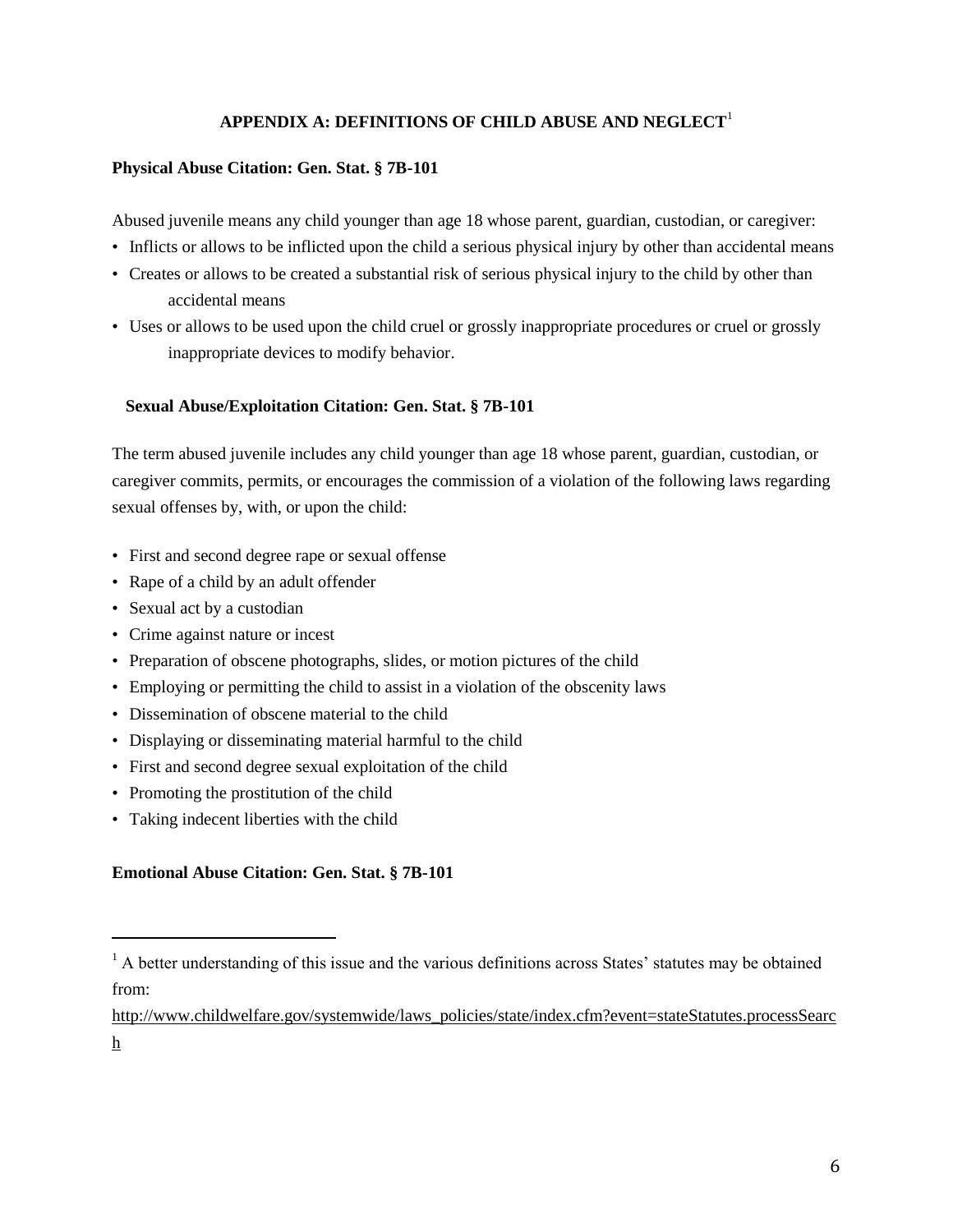## APPENDIX A: DEFINITIONS OF CHILD ABUSE AND NEGLECT[1]

**Physical Abuse Citation: Gen. Stat. § 7B-101**

Abused juvenile means any child younger than age 18 whose parent, guardian, custodian, or caregiver:

- Inflicts or allows to be inflicted upon the child a serious physical injury by other than accidental means
- Creates or allows to be created a substantial risk of serious physical injury to the child by other than accidental means
- Uses or allows to be used upon the child cruel or grossly inappropriate procedures or cruel or grossly inappropriate devices to modify behavior.

**Sexual Abuse/Exploitation Citation: Gen. Stat. § 7B-101**

The term abused juvenile includes any child younger than age 18 whose parent, guardian, custodian, or caregiver commits, permits, or encourages the commission of a violation of the following laws regarding sexual offenses by, with, or upon the child:

- First and second degree rape or sexual offense
- Rape of a child by an adult offender
- Sexual act by a custodian
- Crime against nature or incest
- Preparation of obscene photographs, slides, or motion pictures of the child
- Employing or permitting the child to assist in a violation of the obscenity laws
- Dissemination of obscene material to the child
- Displaying or disseminating material harmful to the child
- First and second degree sexual exploitation of the child
- Promoting the prostitution of the child
- Taking indecent liberties with the child

**Emotional Abuse Citation: Gen. Stat. § 7B-101**

---

[1] A better understanding of this issue and the various definitions across States' statutes may be obtained from: http://www.childwelfare.gov/systemwide/laws_policies/state/index.cfm?event=stateStatutes.processSearch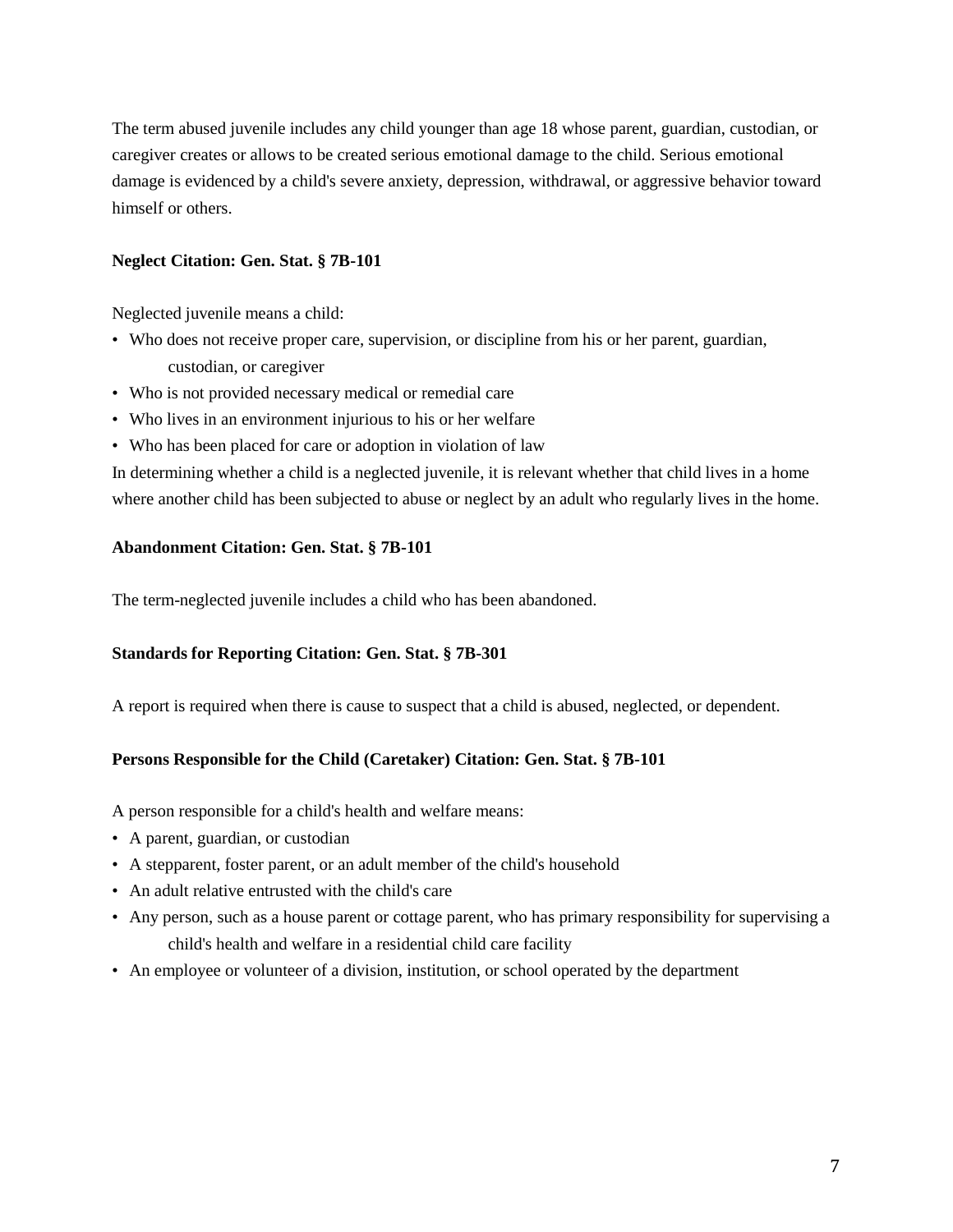The term abused juvenile includes any child younger than age 18 whose parent, guardian, custodian, or caregiver creates or allows to be created serious emotional damage to the child. Serious emotional damage is evidenced by a child's severe anxiety, depression, withdrawal, or aggressive behavior toward himself or others.

**Neglect Citation: Gen. Stat. § 7B-101**

Neglected juvenile means a child:

- Who does not receive proper care, supervision, or discipline from his or her parent, guardian, custodian, or caregiver
- Who is not provided necessary medical or remedial care
- Who lives in an environment injurious to his or her welfare
- Who has been placed for care or adoption in violation of law

In determining whether a child is a neglected juvenile, it is relevant whether that child lives in a home where another child has been subjected to abuse or neglect by an adult who regularly lives in the home.

**Abandonment Citation: Gen. Stat. § 7B-101**

The term-neglected juvenile includes a child who has been abandoned.

**Standards for Reporting Citation: Gen. Stat. § 7B-301**

A report is required when there is cause to suspect that a child is abused, neglected, or dependent.

**Persons Responsible for the Child (Caretaker) Citation: Gen. Stat. § 7B-101**

A person responsible for a child's health and welfare means:

- A parent, guardian, or custodian
- A stepparent, foster parent, or an adult member of the child's household
- An adult relative entrusted with the child's care
- Any person, such as a house parent or cottage parent, who has primary responsibility for supervising a child's health and welfare in a residential child care facility
- An employee or volunteer of a division, institution, or school operated by the department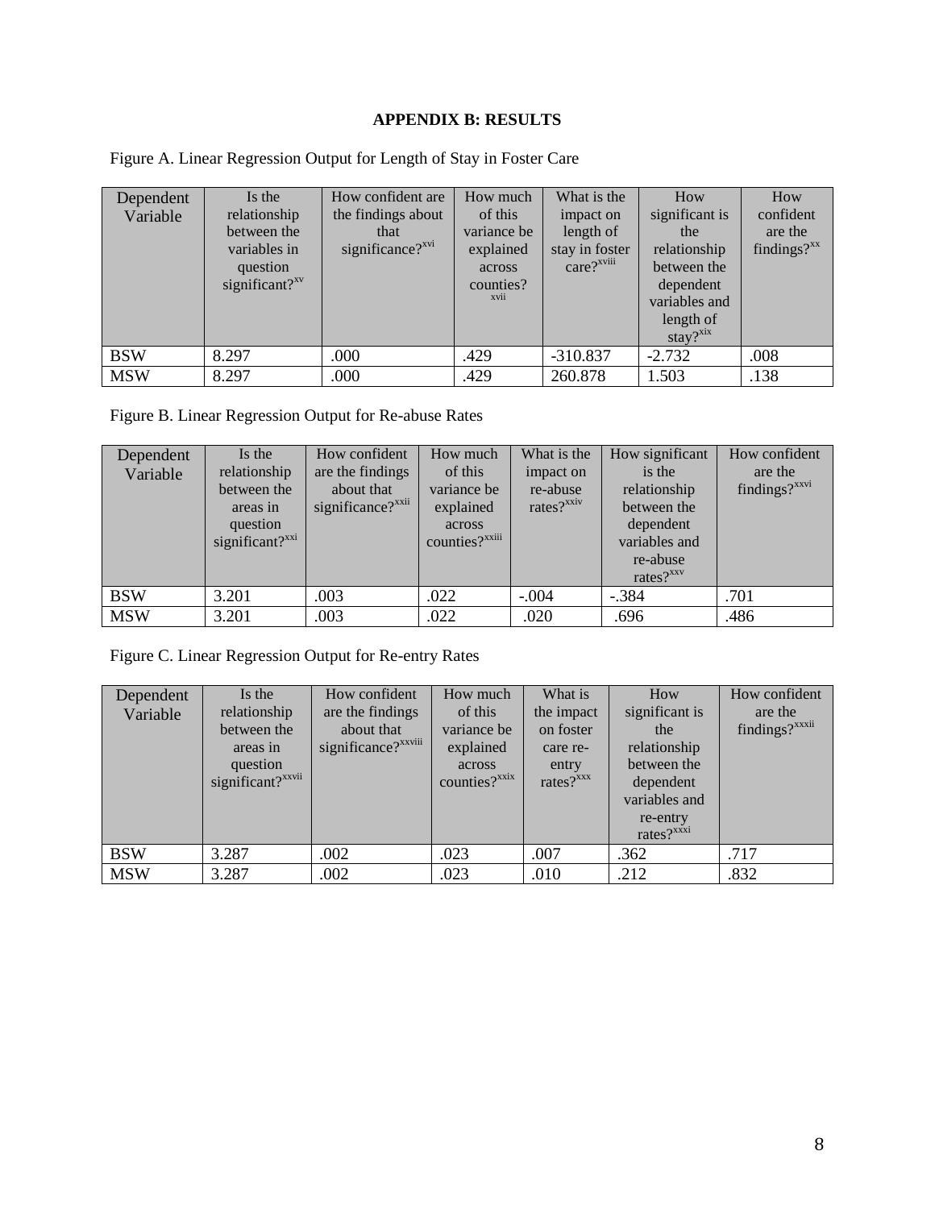**APPENDIX B: RESULTS**

Figure A. Linear Regression Output for Length of Stay in Foster Care

| Dependent Variable | Is the relationship between the variables in question significant?[xv] | How confident are the findings about that significance?[xvi] | How much of this variance be explained across counties?[xvii] | What is the impact on length of stay in foster care?[xviii] | How significant is the relationship between the dependent variables and length of stay?[xix] | How confident are the findings?[xx] |
|---|---|---|---|---|---|---|
| BSW | 8.297 | .000 | .429 | -310.837 | -2.732 | .008 |
| MSW | 8.297 | .000 | .429 | 260.878 | 1.503 | .138 |

Figure B. Linear Regression Output for Re-abuse Rates

| Dependent Variable | Is the relationship between the areas in question significant?[xxi] | How confident are the findings about that significance?[xxii] | How much of this variance be explained across counties?[xxiii] | What is the impact on re-abuse rates?[xxiv] | How significant is the relationship between the dependent variables and re-abuse rates?[xxv] | How confident are the findings?[xxvi] |
|---|---|---|---|---|---|---|
| BSW | 3.201 | .003 | .022 | -.004 | -.384 | .701 |
| MSW | 3.201 | .003 | .022 | .020 | .696 | .486 |

Figure C. Linear Regression Output for Re-entry Rates

| Dependent Variable | Is the relationship between the areas in question significant?[xxvii] | How confident are the findings about that significance?[xxviii] | How much of this variance be explained across counties?[xxix] | What is the impact on foster care re-entry rates?[xxx] | How significant is the relationship between the dependent variables and re-entry rates?[xxxi] | How confident are the findings?[xxxii] |
|---|---|---|---|---|---|---|
| BSW | 3.287 | .002 | .023 | .007 | .362 | .717 |
| MSW | 3.287 | .002 | .023 | .010 | .212 | .832 |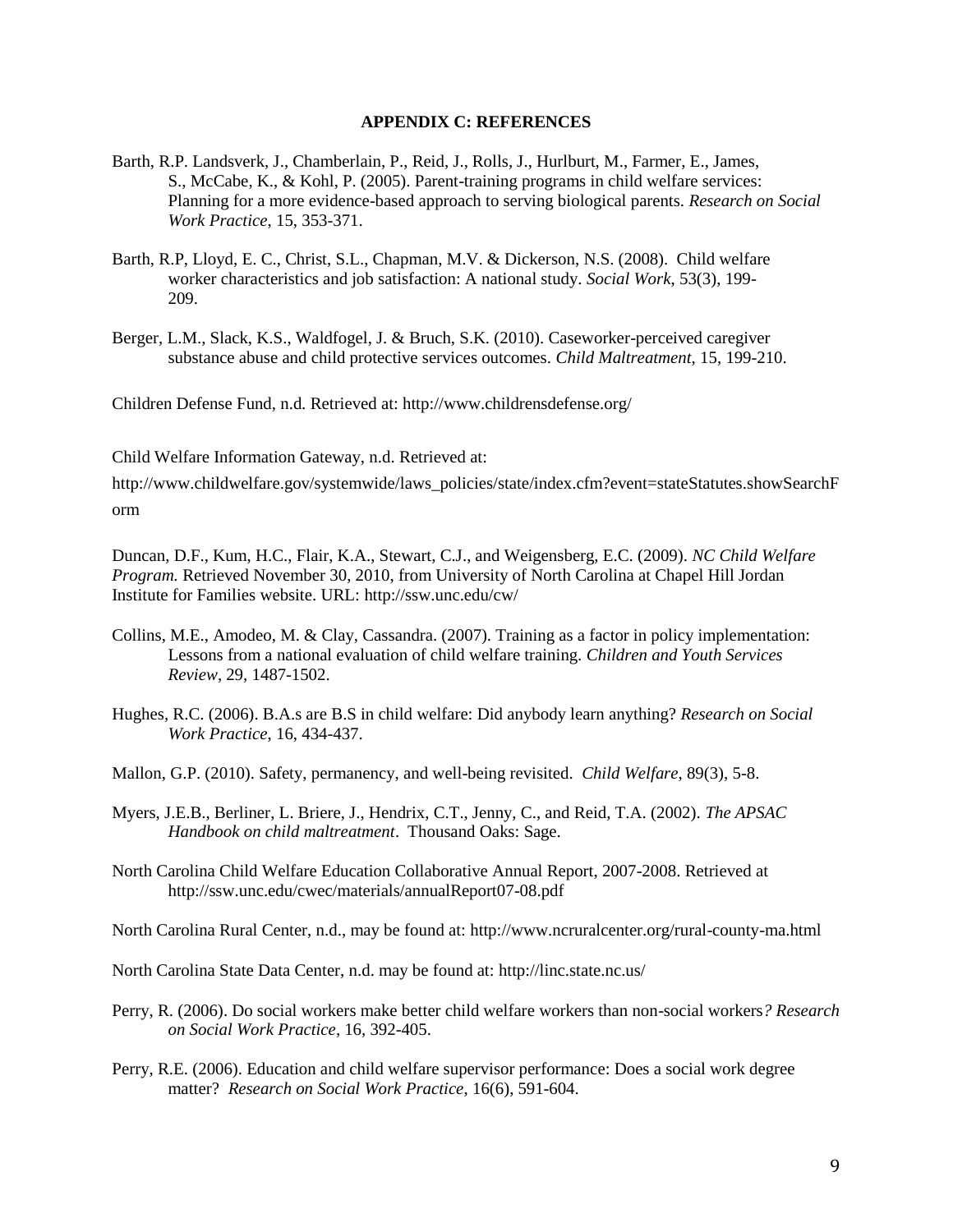**APPENDIX C: REFERENCES**

Barth, R.P. Landsverk, J., Chamberlain, P., Reid, J., Rolls, J., Hurlburt, M., Farmer, E., James, S., McCabe, K., & Kohl, P. (2005). Parent-training programs in child welfare services: Planning for a more evidence-based approach to serving biological parents. *Research on Social Work Practice*, 15, 353-371.

Barth, R.P, Lloyd, E. C., Christ, S.L., Chapman, M.V. & Dickerson, N.S. (2008). Child welfare worker characteristics and job satisfaction: A national study. *Social Work*, 53(3), 199-209.

Berger, L.M., Slack, K.S., Waldfogel, J. & Bruch, S.K. (2010). Caseworker-perceived caregiver substance abuse and child protective services outcomes. *Child Maltreatment*, 15, 199-210.

Children Defense Fund, n.d. Retrieved at: http://www.childrensdefense.org/

Child Welfare Information Gateway, n.d. Retrieved at:
http://www.childwelfare.gov/systemwide/laws_policies/state/index.cfm?event=stateStatutes.showSearchForm

Duncan, D.F., Kum, H.C., Flair, K.A., Stewart, C.J., and Weigensberg, E.C. (2009). *NC Child Welfare Program.* Retrieved November 30, 2010, from University of North Carolina at Chapel Hill Jordan Institute for Families website. URL: http://ssw.unc.edu/cw/

Collins, M.E., Amodeo, M. & Clay, Cassandra. (2007). Training as a factor in policy implementation: Lessons from a national evaluation of child welfare training. *Children and Youth Services Review*, 29, 1487-1502.

Hughes, R.C. (2006). B.A.s are B.S in child welfare: Did anybody learn anything? *Research on Social Work Practice*, 16, 434-437.

Mallon, G.P. (2010). Safety, permanency, and well-being revisited. *Child Welfare*, 89(3), 5-8.

Myers, J.E.B., Berliner, L. Briere, J., Hendrix, C.T., Jenny, C., and Reid, T.A. (2002). *The APSAC Handbook on child maltreatment*. Thousand Oaks: Sage.

North Carolina Child Welfare Education Collaborative Annual Report, 2007-2008. Retrieved at http://ssw.unc.edu/cwec/materials/annualReport07-08.pdf

North Carolina Rural Center, n.d., may be found at: http://www.ncruralcenter.org/rural-county-ma.html

North Carolina State Data Center, n.d. may be found at: http://linc.state.nc.us/

Perry, R. (2006). Do social workers make better child welfare workers than non-social workers*? Research on Social Work Practice*, 16, 392-405.

Perry, R.E. (2006). Education and child welfare supervisor performance: Does a social work degree matter? *Research on Social Work Practice*, 16(6), 591-604.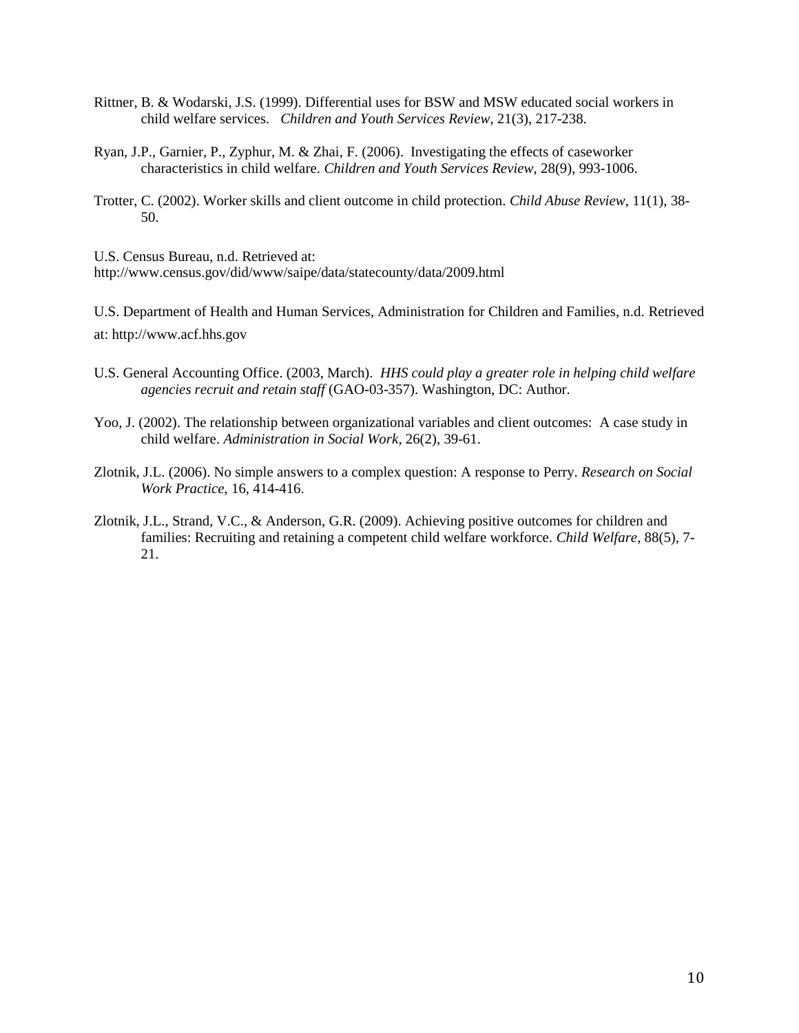Rittner, B. & Wodarski, J.S. (1999). Differential uses for BSW and MSW educated social workers in child welfare services. *Children and Youth Services Review*, 21(3), 217-238.

Ryan, J.P., Garnier, P., Zyphur, M. & Zhai, F. (2006). Investigating the effects of caseworker characteristics in child welfare. *Children and Youth Services Review*, 28(9), 993-1006.

Trotter, C. (2002). Worker skills and client outcome in child protection. *Child Abuse Review*, 11(1), 38-50.

U.S. Census Bureau, n.d. Retrieved at: http://www.census.gov/did/www/saipe/data/statecounty/data/2009.html

U.S. Department of Health and Human Services, Administration for Children and Families, n.d. Retrieved at: http://www.acf.hhs.gov

U.S. General Accounting Office. (2003, March). *HHS could play a greater role in helping child welfare agencies recruit and retain staff* (GAO-03-357). Washington, DC: Author.

Yoo, J. (2002). The relationship between organizational variables and client outcomes: A case study in child welfare. *Administration in Social Work*, 26(2), 39-61.

Zlotnik, J.L. (2006). No simple answers to a complex question: A response to Perry. *Research on Social Work Practice*, 16, 414-416.

Zlotnik, J.L., Strand, V.C., & Anderson, G.R. (2009). Achieving positive outcomes for children and families: Recruiting and retaining a competent child welfare workforce. *Child Welfare*, 88(5), 7-21.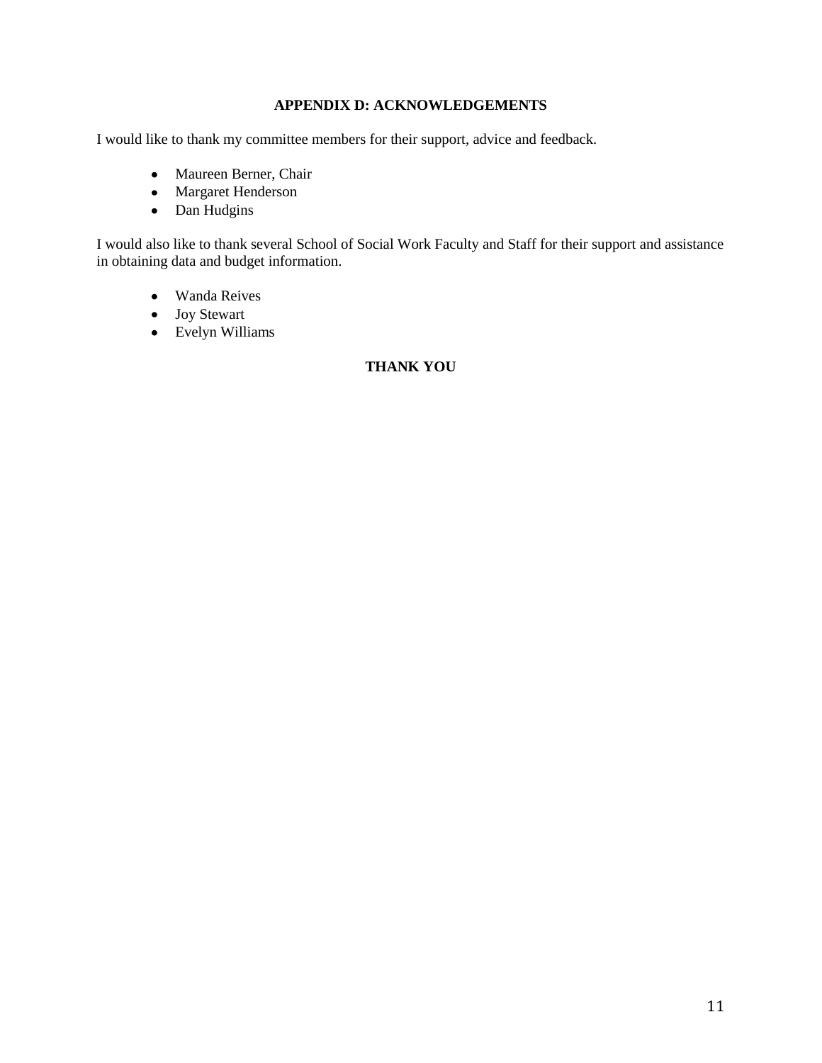## APPENDIX D: ACKNOWLEDGEMENTS

I would like to thank my committee members for their support, advice and feedback.

- Maureen Berner, Chair
- Margaret Henderson
- Dan Hudgins

I would also like to thank several School of Social Work Faculty and Staff for their support and assistance in obtaining data and budget information.

- Wanda Reives
- Joy Stewart
- Evelyn Williams

**THANK YOU**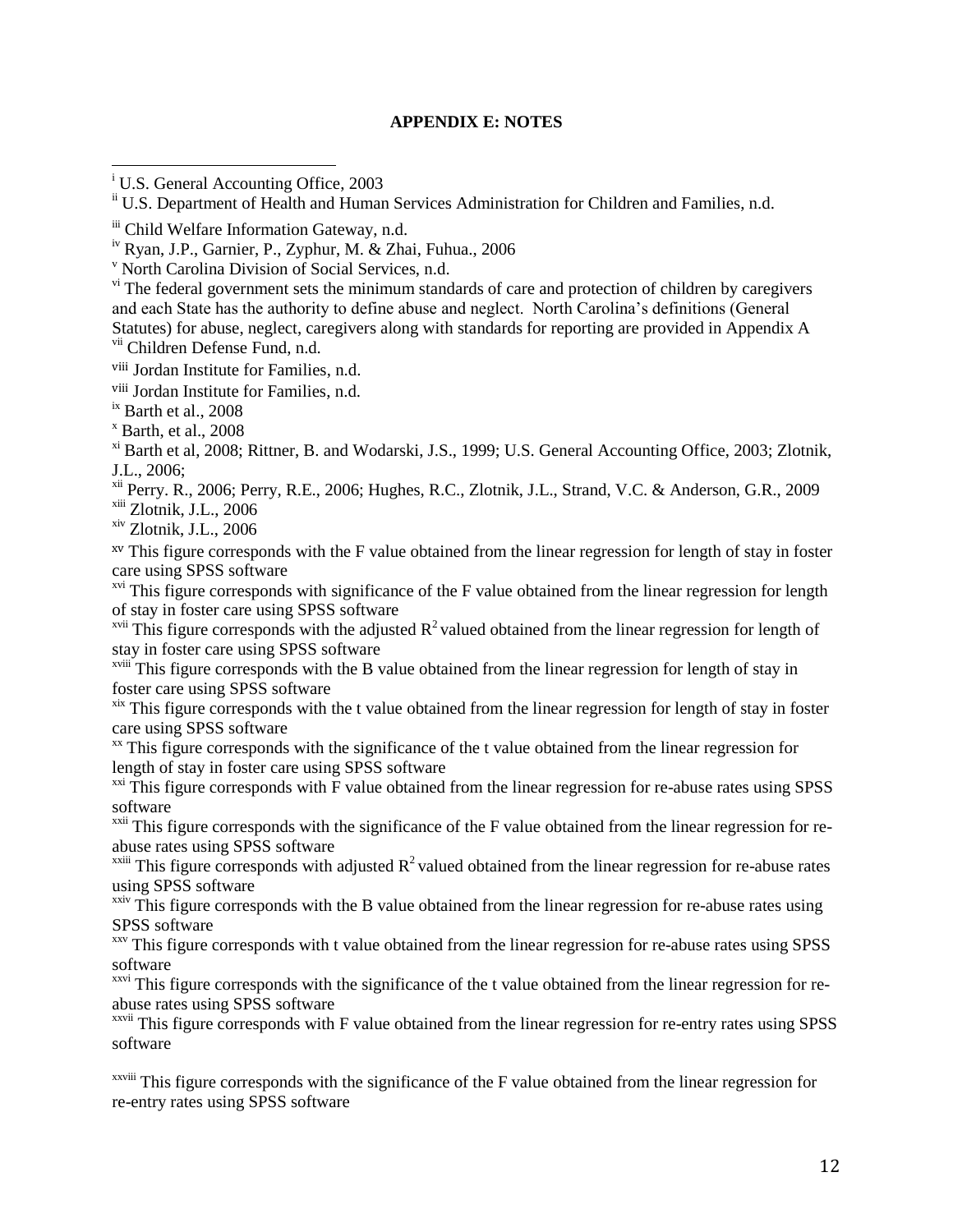**APPENDIX E: NOTES**

[i] U.S. General Accounting Office, 2003

[ii] U.S. Department of Health and Human Services Administration for Children and Families, n.d.

[iii] Child Welfare Information Gateway, n.d.

[iv] Ryan, J.P., Garnier, P., Zyphur, M. & Zhai, Fuhua., 2006

[v] North Carolina Division of Sosial Services, n.d.

[vi] The federal government sets the minimum standards of care and protection of children by caregivers and each State has the authority to define abuse and neglect. North Carolina's definitions (General Statutes) for abuse, neglect, caregivers along with standards for reporting are provided in Appendix A

[vii] Children Defense Fund, n.d.

[viii] Jordan Institute for Families, n.d.

[viii] Jordan Institute for Families, n.d.

[ix] Barth et al., 2008

[x] Barth, et al., 2008

[xi] Barth et al, 2008; Rittner, B. and Wodarski, J.S., 1999; U.S. General Accounting Office, 2003; Zlotnik, J.L., 2006;

[xii] Perry. R., 2006; Perry, R.E., 2006; Hughes, R.C., Zlotnik, J.L., Strand, V.C. & Anderson, G.R., 2009

[xiii] Zlotnik, J.L., 2006

[xiv] Zlotnik, J.L., 2006

[xv] This figure corresponds with the F value obtained from the linear regression for length of stay in foster care using SPSS software

[xvi] This figure corresponds with significance of the F value obtained from the linear regression for length of stay in foster care using SPSS software

[xvii] This figure corresponds with the adjusted $R^2$ valued obtained from the linear regression for length of stay in foster care using SPSS software

[xviii] This figure corresponds with the B value obtained from the linear regression for length of stay in foster care using SPSS software

[xix] This figure corresponds with the t value obtained from the linear regression for length of stay in foster care using SPSS software

[xx] This figure corresponds with the significance of the t value obtained from the linear regression for length of stay in foster care using SPSS software

[xxi] This figure corresponds with F value obtained from the linear regression for re-abuse rates using SPSS software

[xxii] This figure corresponds with the significance of the F value obtained from the linear regression for re-abuse rates using SPSS software

[xxiii] This figure corresponds with adjusted $R^2$ valued obtained from the linear regression for re-abuse rates using SPSS software

[xxiv] This figure corresponds with the B value obtained from the linear regression for re-abuse rates using SPSS software

[xxv] This figure corresponds with t value obtained from the linear regression for re-abuse rates using SPSS software

[xxvi] This figure corresponds with the significance of the t value obtained from the linear regression for re-abuse rates using SPSS software

[xxvii] This figure corresponds with F value obtained from the linear regression for re-entry rates using SPSS software

[xxviii] This figure corresponds with the significance of the F value obtained from the linear regression for re-entry rates using SPSS software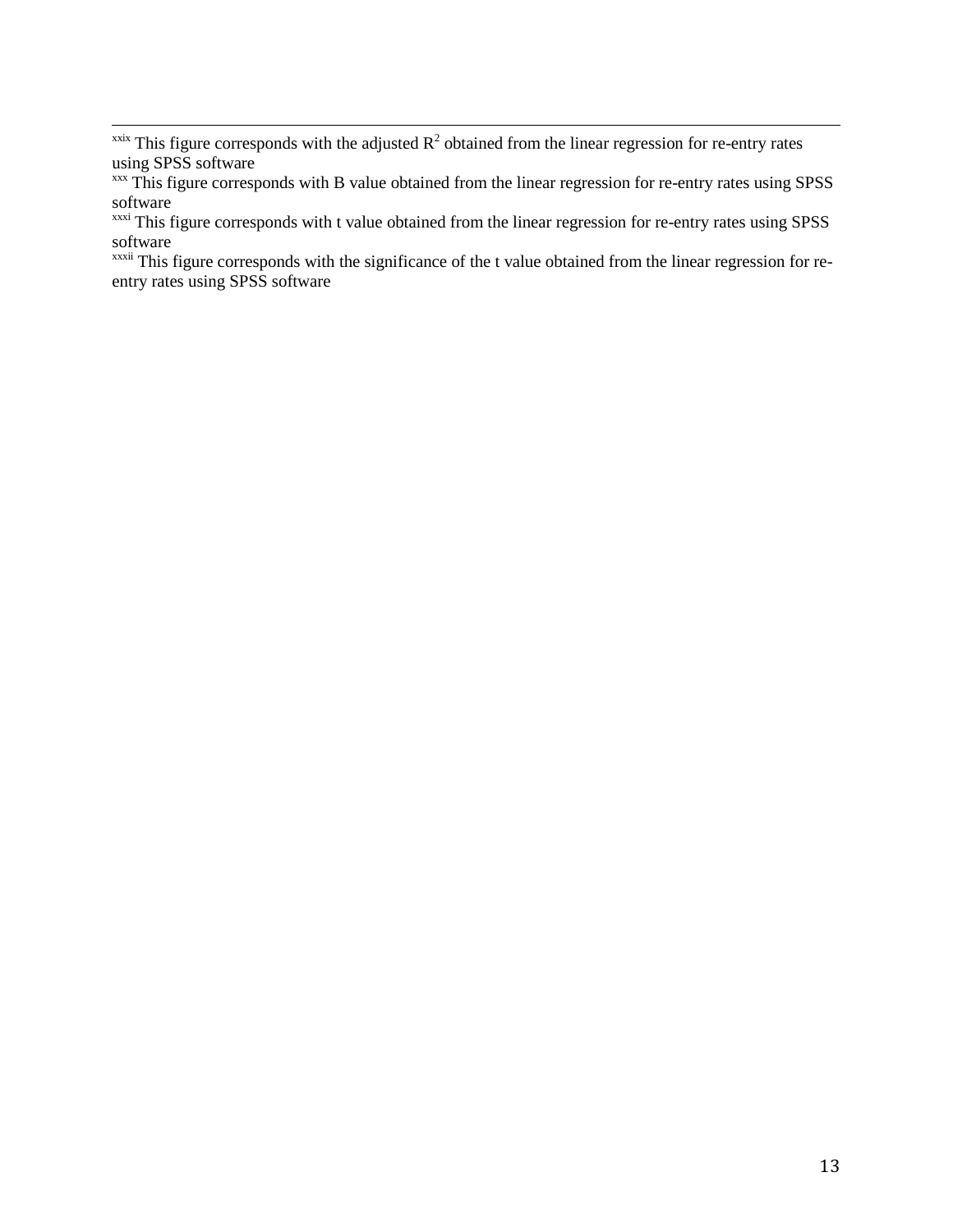---

[xxix] This figure corresponds with the adjusted $R^2$ obtained from the linear regression for re-entry rates using SPSS software

[xxx] This figure corresponds with B value obtained from the linear regression for re-entry rates using SPSS software

[xxxi] This figure corresponds with t value obtained from the linear regression for re-entry rates using SPSS software

[xxxii] This figure corresponds with the significance of the t value obtained from the linear regression for re-entry rates using SPSS software